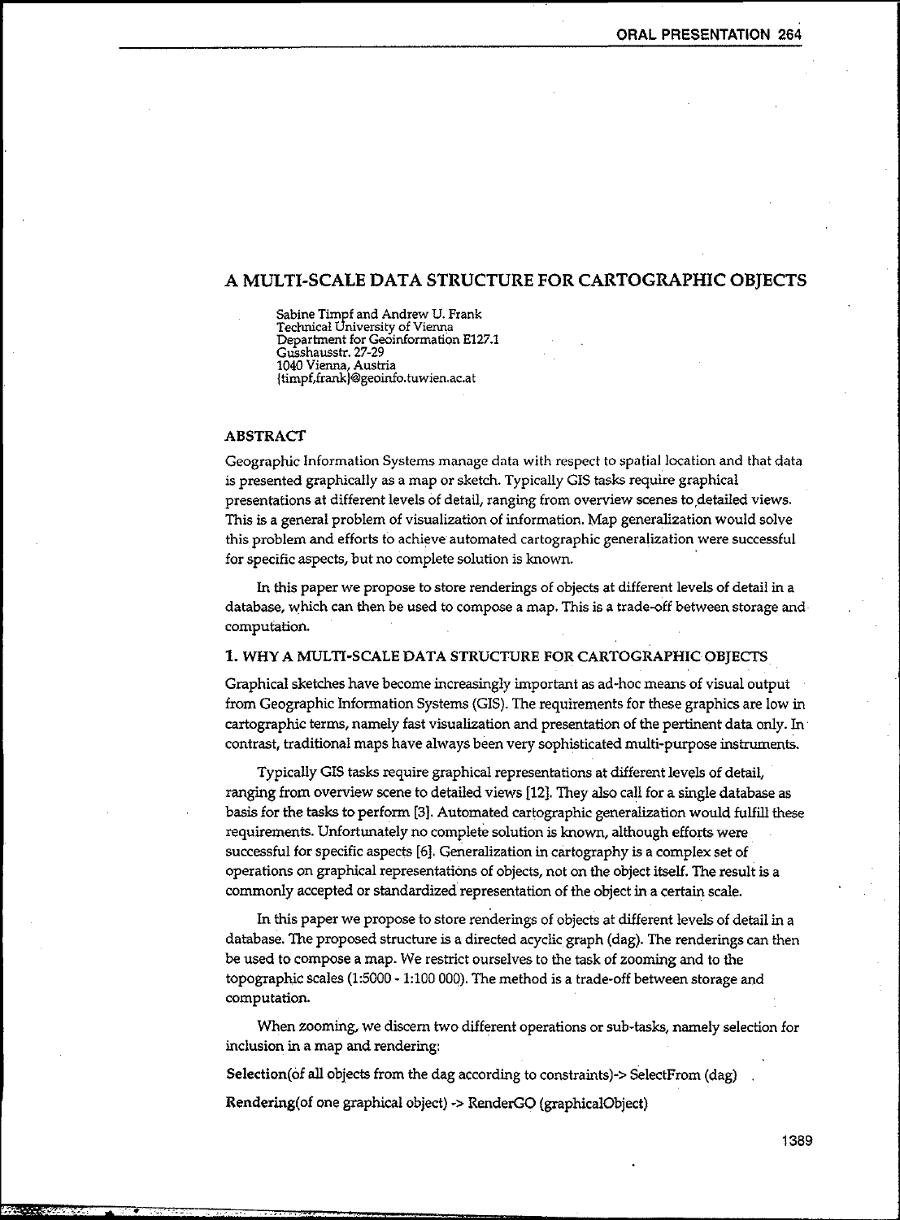# A MULTI-SCALE DATA STRUCTURE FOR CARTOGRAPHIC OBJECTS

Sabine Timpf and Andrew U. Frank
Technical University of Vienna
Department for Geoinformation E127.1
Gusshausstr. 27-29
1040 Vienna, Austria
{timpf,frank}@geoinfo.tuwien.ac.at

## ABSTRACT

Geographic Information Systems manage data with respect to spatial location and that data is presented graphically as a map or sketch. Typically GIS tasks require graphical presentations at different levels of detail, ranging from overview scenes to detailed views. This is a general problem of visualization of information. Map generalization would solve this problem and efforts to achieve automated cartographic generalization were successful for specific aspects, but no complete solution is known.

In this paper we propose to store renderings of objects at different levels of detail in a database, which can then be used to compose a map. This is a trade-off between storage and computation.

## 1. WHY A MULTI-SCALE DATA STRUCTURE FOR CARTOGRAPHIC OBJECTS

Graphical sketches have become increasingly important as ad-hoc means of visual output from Geographic Information Systems (GIS). The requirements for these graphics are low in cartographic terms, namely fast visualization and presentation of the pertinent data only. In contrast, traditional maps have always been very sophisticated multi-purpose instruments.

Typically GIS tasks require graphical representations at different levels of detail, ranging from overview scene to detailed views [12]. They also call for a single database as basis for the tasks to perform [3]. Automated cartographic generalization would fulfill these requirements. Unfortunately no complete solution is known, although efforts were successful for specific aspects [6]. Generalization in cartography is a complex set of operations on graphical representations of objects, not on the object itself. The result is a commonly accepted or standardized representation of the object in a certain scale.

In this paper we propose to store renderings of objects at different levels of detail in a database. The proposed structure is a directed acyclic graph (dag). The renderings can then be used to compose a map. We restrict ourselves to the task of zooming and to the topographic scales (1:5000 - 1:100 000). The method is a trade-off between storage and computation.

When zooming, we discern two different operations or sub-tasks, namely selection for inclusion in a map and rendering:

**Selection**(of all objects from the dag according to constraints)-> SelectFrom (dag)

**Rendering**(of one graphical object) -> RenderGO (graphicalObject)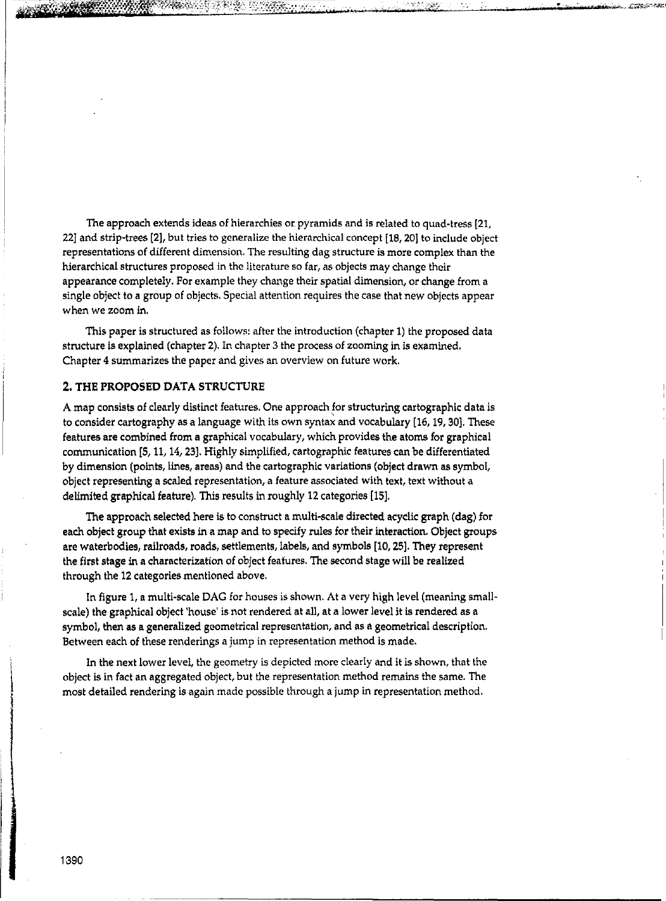The approach extends ideas of hierarchies or pyramids and is related to quad-tress [21, 22] and strip-trees [2], but tries to generalize the hierarchical concept [18, 20] to include object representations of different dimension. The resulting dag structure is more complex than the hierarchical structures proposed in the literature so far, as objects may change their appearance completely. For example they change their spatial dimension, or change from a single object to a group of objects. Special attention requires the case that new objects appear when we zoom in.

This paper is structured as follows: after the introduction (chapter 1) the proposed data structure is explained (chapter 2). In chapter 3 the process of zooming in is examined. Chapter 4 summarizes the paper and gives an overview on future work.

## 2. THE PROPOSED DATA STRUCTURE

A map consists of clearly distinct features. One approach for structuring cartographic data is to consider cartography as a language with its own syntax and vocabulary [16, 19, 30]. These features are combined from a graphical vocabulary, which provides the atoms for graphical communication [5, 11, 14, 23]. Highly simplified, cartographic features can be differentiated by dimension (points, lines, areas) and the cartographic variations (object drawn as symbol, object representing a scaled representation, a feature associated with text, text without a delimited graphical feature). This results in roughly 12 categories [15].

The approach selected here is to construct a multi-scale directed acyclic graph (dag) for each object group that exists in a map and to specify rules for their interaction. Object groups are waterbodies, railroads, roads, settlements, labels, and symbols [10, 25]. They represent the first stage in a characterization of object features. The second stage will be realized through the 12 categories mentioned above.

In figure 1, a multi-scale DAG for houses is shown. At a very high level (meaning small-scale) the graphical object 'house' is not rendered at all, at a lower level it is rendered as a symbol, then as a generalized geometrical representation, and as a geometrical description. Between each of these renderings a jump in representation method is made.

In the next lower level, the geometry is depicted more clearly and it is shown, that the object is in fact an aggregated object, but the representation method remains the same. The most detailed rendering is again made possible through a jump in representation method.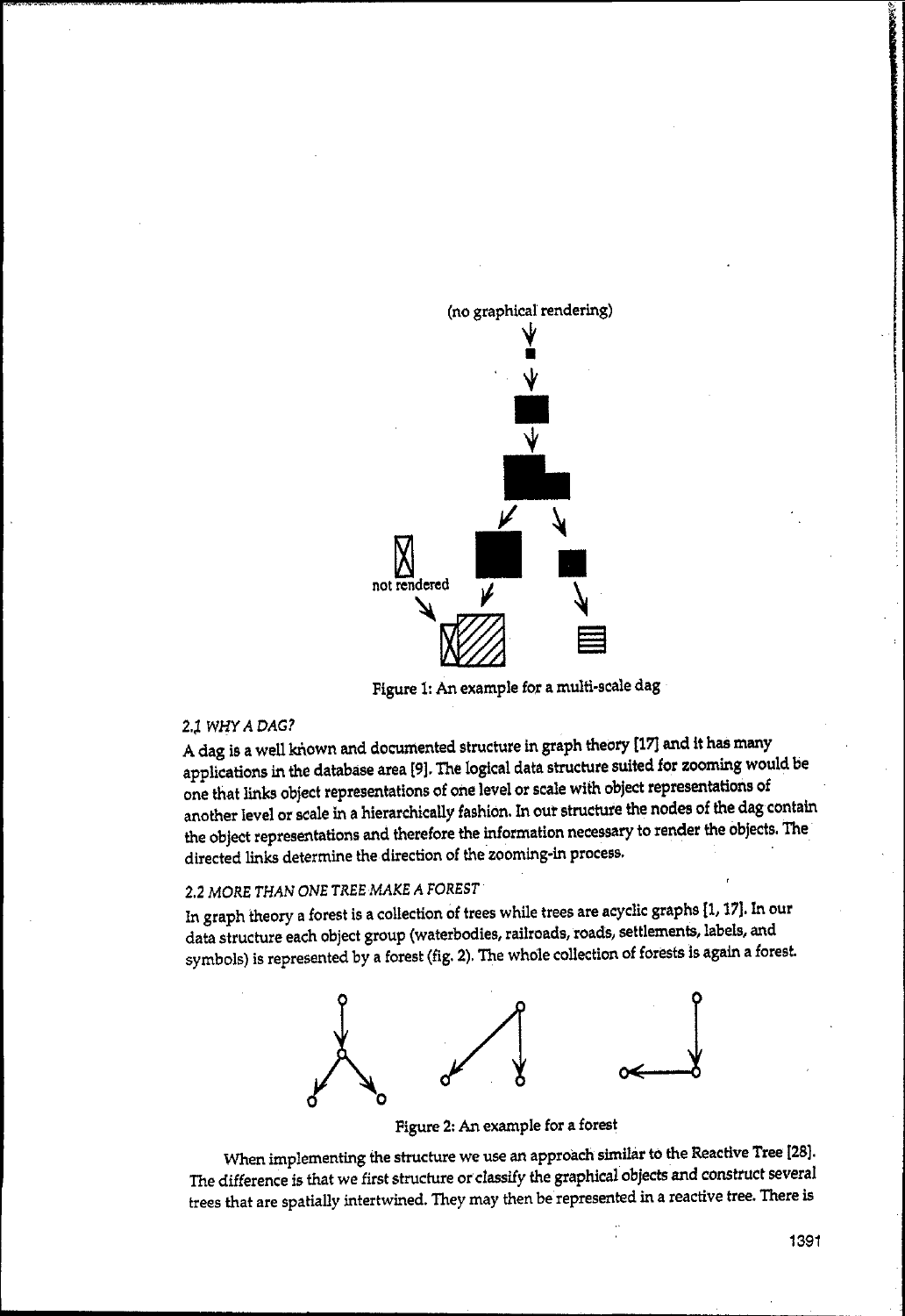Figure 1: An example for a multi-scale dag

### 2.1 WHY A DAG?

A dag is a well known and documented structure in graph theory [17] and it has many applications in the database area [9]. The logical data structure suited for zooming would be one that links object representations of one level or scale with object representations of another level or scale in a hierarchically fashion. In our structure the nodes of the dag contain the object representations and therefore the information necessary to render the objects. The directed links determine the direction of the zooming-in process.

### 2.2 MORE THAN ONE TREE MAKE A FOREST

In graph theory a forest is a collection of trees while trees are acyclic graphs [1, 17]. In our data structure each object group (waterbodies, railroads, roads, settlements, labels, and symbols) is represented by a forest (fig. 2). The whole collection of forests is again a forest.

Figure 2: An example for a forest

When implementing the structure we use an approach similar to the Reactive Tree [28]. The difference is that we first structure or classify the graphical objects and construct several trees that are spatially intertwined. They may then be represented in a reactive tree. There is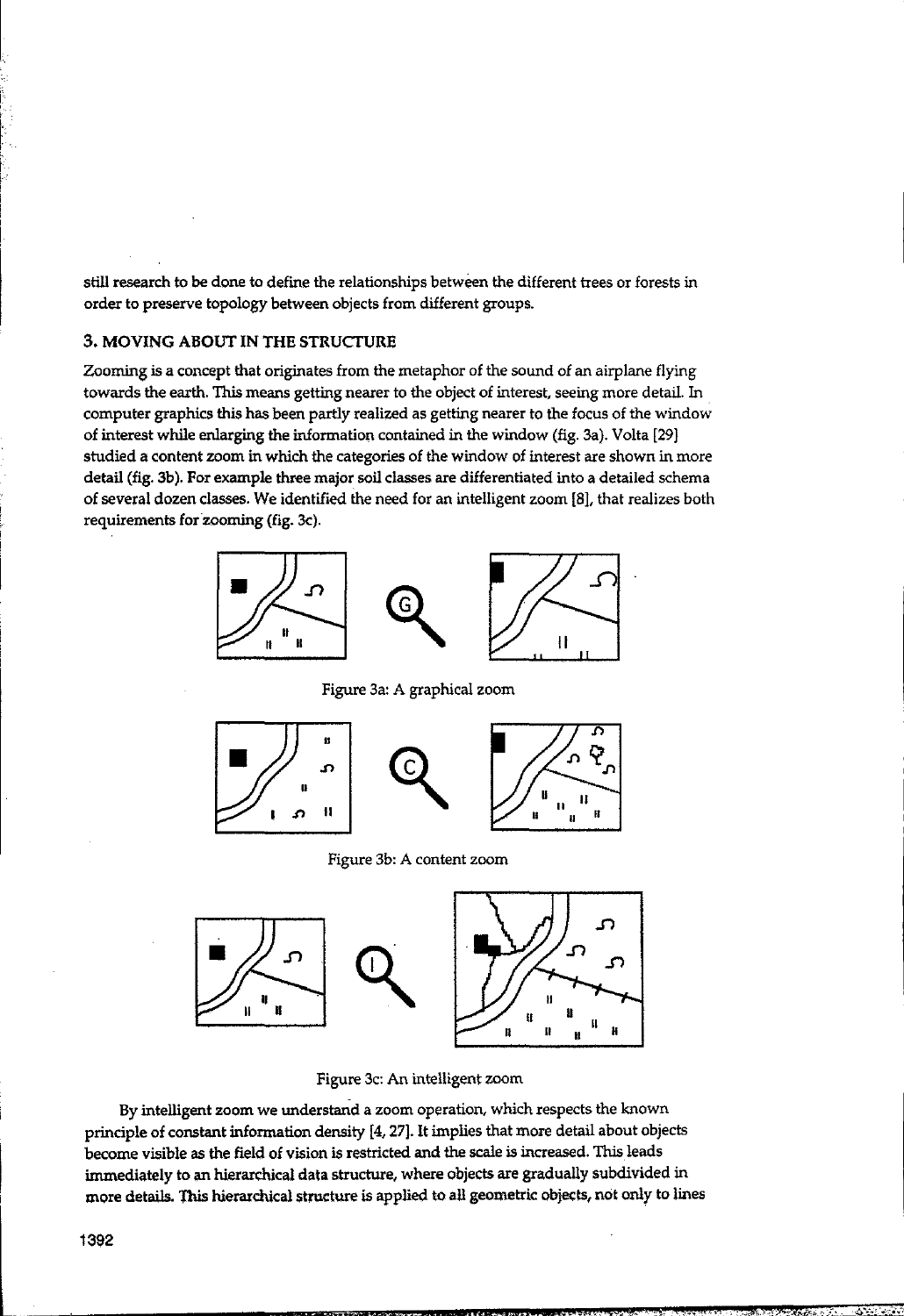still research to be done to define the relationships between the different trees or forests in order to preserve topology between objects from different groups.

## 3. MOVING ABOUT IN THE STRUCTURE

Zooming is a concept that originates from the metaphor of the sound of an airplane flying towards the earth. This means getting nearer to the object of interest, seeing more detail. In computer graphics this has been partly realized as getting nearer to the focus of the window of interest while enlarging the information contained in the window (fig. 3a). Volta [29] studied a content zoom in which the categories of the window of interest are shown in more detail (fig. 3b). For example three major soil classes are differentiated into a detailed schema of several dozen classes. We identified the need for an intelligent zoom [8], that realizes both requirements for zooming (fig. 3c).

Figure 3a: A graphical zoom

Figure 3b: A content zoom

Figure 3c: An intelligent zoom

By intelligent zoom we understand a zoom operation, which respects the known principle of constant information density [4, 27]. It implies that more detail about objects become visible as the field of vision is restricted and the scale is increased. This leads immediately to an hierarchical data structure, where objects are gradually subdivided in more details. This hierarchical structure is applied to all geometric objects, not only to lines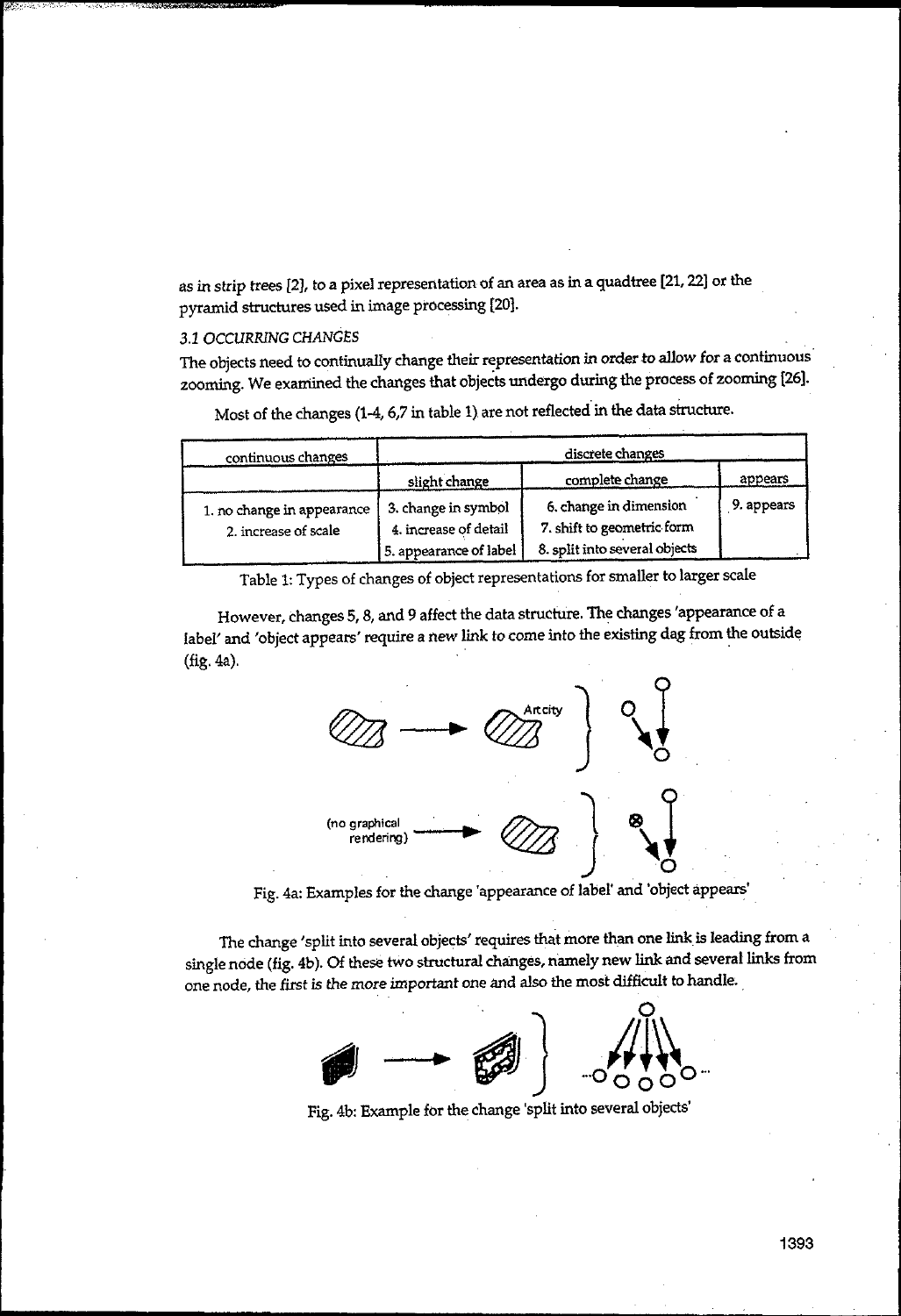as in strip trees [2], to a pixel representation of an area as in a quadtree [21, 22] or the pyramid structures used in image processing [20].

### 3.1 OCCURRING CHANGES

The objects need to continually change their representation in order to allow for a continuous zooming. We examined the changes that objects undergo during the process of zooming [26].

Most of the changes (1-4, 6,7 in table 1) are not reflected in the data structure.

| continuous changes | discrete changes | | |
|---|---|---|---|
| | slight change | complete change | appears |
| 1. no change in appearance<br>2. increase of scale | 3. change in symbol<br>4. increase of detail<br>5. appearance of label | 6. change in dimension<br>7. shift to geometric form<br>8. split into several objects | 9. appears |

Table 1: Types of changes of object representations for smaller to larger scale

However, changes 5, 8, and 9 affect the data structure. The changes 'appearance of a label' and 'object appears' require a new link to come into the existing dag from the outside (fig. 4a).

Fig. 4a: Examples for the change 'appearance of label' and 'object appears'

The change 'split into several objects' requires that more than one link is leading from a single node (fig. 4b). Of these two structural changes, namely new link and several links from one node, the first is the more important one and also the most difficult to handle.

Fig. 4b: Example for the change 'split into several objects'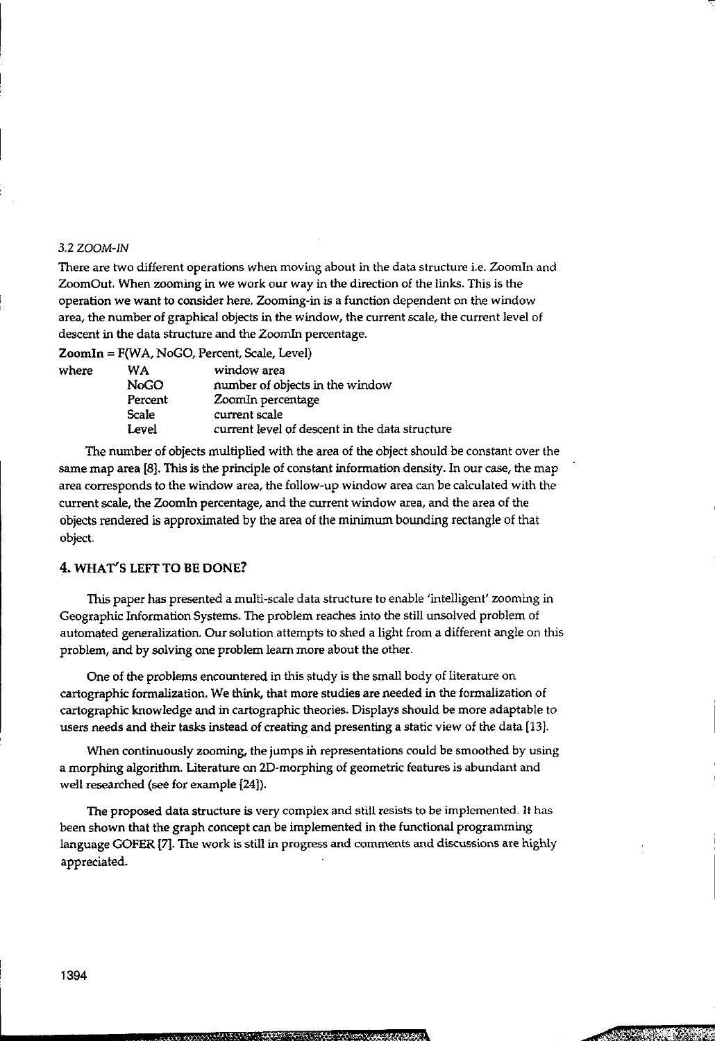### *3.2 ZOOM-IN*

There are two different operations when moving about in the data structure i.e. ZoomIn and ZoomOut. When zooming in we work our way in the direction of the links. This is the operation we want to consider here. Zooming-in is a function dependent on the window area, the number of graphical objects in the window, the current scale, the current level of descent in the data structure and the ZoomIn percentage.

**ZoomIn** = F(WA, NoGO, Percent, Scale, Level)

| where | WA | window area |
|---|---|---|
| | NoGO | number of objects in the window |
| | Percent | ZoomIn percentage |
| | Scale | current scale |
| | Level | current level of descent in the data structure |

The number of objects multiplied with the area of the object should be constant over the same map area [8]. This is the principle of constant information density. In our case, the map area corresponds to the window area, the follow-up window area can be calculated with the current scale, the ZoomIn percentage, and the current window area, and the area of the objects rendered is approximated by the area of the minimum bounding rectangle of that object.

## 4. WHAT'S LEFT TO BE DONE?

This paper has presented a multi-scale data structure to enable 'intelligent' zooming in Geographic Information Systems. The problem reaches into the still unsolved problem of automated generalization. Our solution attempts to shed a light from a different angle on this problem, and by solving one problem learn more about the other.

One of the problems encountered in this study is the small body of literature on cartographic formalization. We think, that more studies are needed in the formalization of cartographic knowledge and in cartographic theories. Displays should be more adaptable to users needs and their tasks instead of creating and presenting a static view of the data [13].

When continuously zooming, the jumps in representations could be smoothed by using a morphing algorithm. Literature on 2D-morphing of geometric features is abundant and well researched (see for example [24]).

The proposed data structure is very complex and still resists to be implemented. It has been shown that the graph concept can be implemented in the functional programming language GOFER [7]. The work is still in progress and comments and discussions are highly appreciated.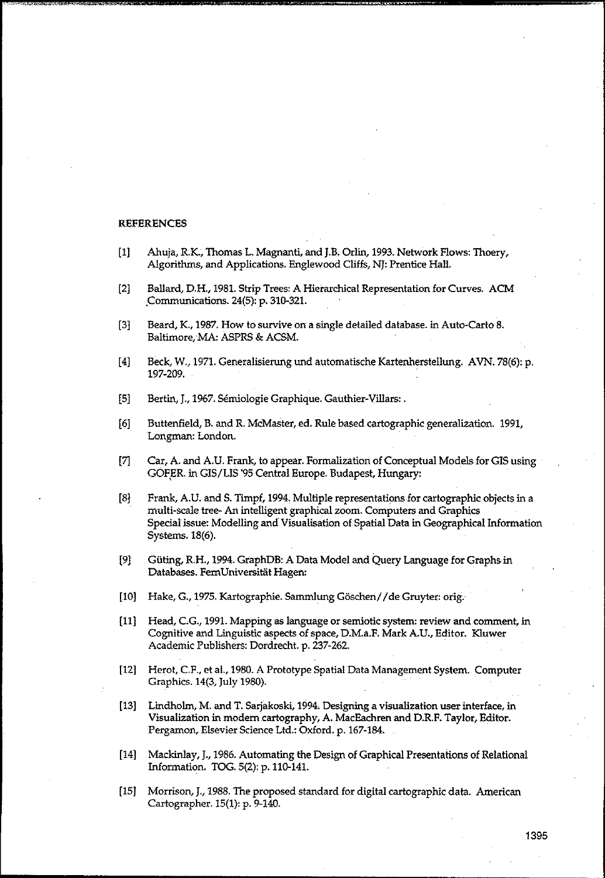## REFERENCES

[1] Ahuja, R.K., Thomas L. Magnanti, and J.B. Orlin, 1993. Network Flows: Thoery, Algorithms, and Applications. Englewood Cliffs, NJ: Prentice Hall.

[2] Ballard, D.H., 1981. Strip Trees: A Hierarchical Representation for Curves. ACM Communications. 24(5): p. 310-321.

[3] Beard, K., 1987. How to survive on a single detailed database. in Auto-Carto 8. Baltimore, MA: ASPRS & ACSM.

[4] Beck, W., 1971. Generalisierung und automatische Kartenherstellung. AVN. 78(6): p. 197-209.

[5] Bertin, J., 1967. Sémiologie Graphique. Gauthier-Villars: .

[6] Buttenfield, B. and R. McMaster, ed. Rule based cartographic generalization. 1991, Longman: London.

[7] Car, A. and A.U. Frank, to appear. Formalization of Conceptual Models for GIS using GOFER. in GIS/LIS '95 Central Europe. Budapest, Hungary:

[8] Frank, A.U. and S. Timpf, 1994. Multiple representations for cartographic objects in a multi-scale tree- An intelligent graphical zoom. Computers and Graphics Special issue: Modelling and Visualisation of Spatial Data in Geographical Information Systems. 18(6).

[9] Güting, R.H., 1994. GraphDB: A Data Model and Query Language for Graphs in Databases. FernUniversität Hagen:

[10] Hake, G., 1975. Kartographie. Sammlung Göschen//de Gruyter: orig.

[11] Head, C.G., 1991. Mapping as language or semiotic system: review and comment, in Cognitive and Linguistic aspects of space, D.M.a.F. Mark A.U., Editor. Kluwer Academic Publishers: Dordrecht. p. 237-262.

[12] Herot, C.F., et al., 1980. A Prototype Spatial Data Management System. Computer Graphics. 14(3, July 1980).

[13] Lindholm, M. and T. Sarjakoski, 1994. Designing a visualization user interface, in Visualization in modern cartography, A. MacEachren and D.R.F. Taylor, Editor. Pergamon, Elsevier Science Ltd.: Oxford. p. 167-184.

[14] Mackinlay, J., 1986. Automating the Design of Graphical Presentations of Relational Information. TOG. 5(2): p. 110-141.

[15] Morrison, J., 1988. The proposed standard for digital cartographic data. American Cartographer. 15(1): p. 9-140.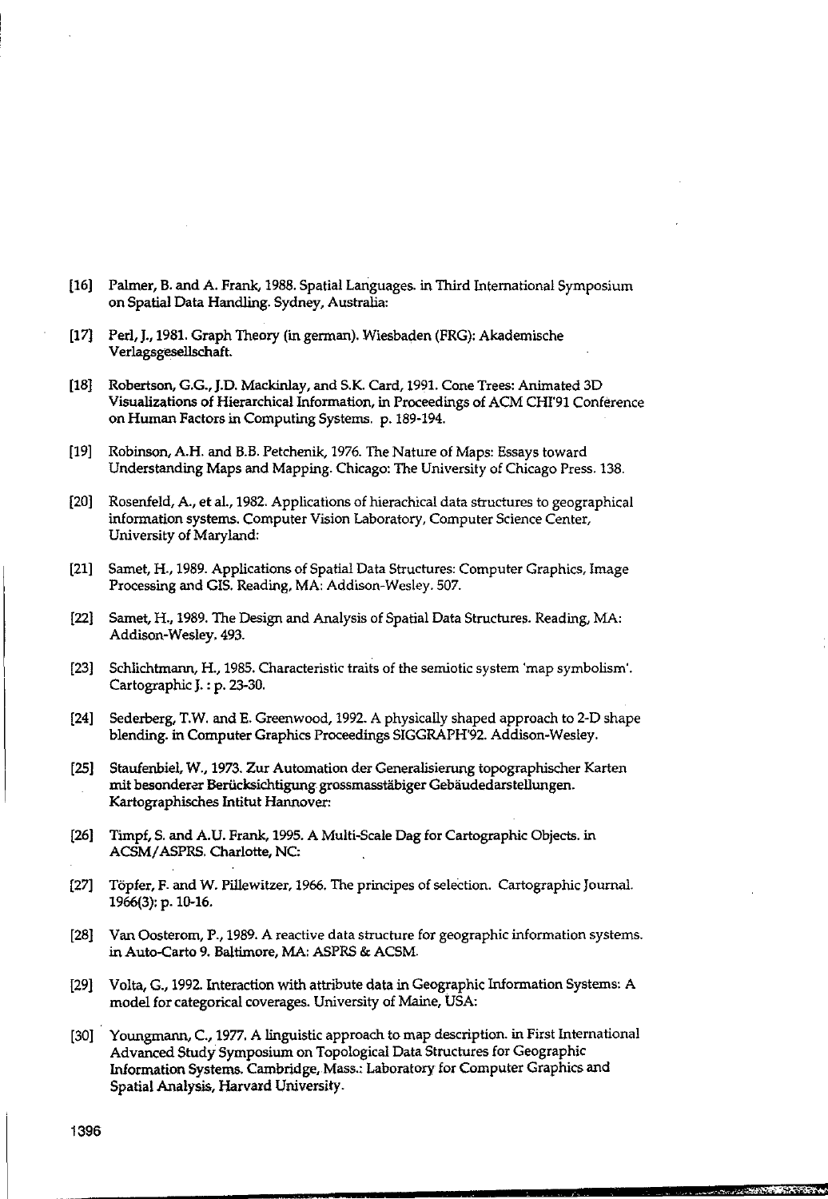[16] Palmer, B. and A. Frank, 1988. Spatial Languages. in Third International Symposium on Spatial Data Handling. Sydney, Australia:

[17] Perl, J., 1981. Graph Theory (in german). Wiesbaden (FRG): Akademische Verlagsgesellschaft.

[18] Robertson, G.G., J.D. Mackinlay, and S.K. Card, 1991. Cone Trees: Animated 3D Visualizations of Hierarchical Information, in Proceedings of ACM CHI'91 Conference on Human Factors in Computing Systems. p. 189-194.

[19] Robinson, A.H. and B.B. Petchenik, 1976. The Nature of Maps: Essays toward Understanding Maps and Mapping. Chicago: The University of Chicago Press. 138.

[20] Rosenfeld, A., et al., 1982. Applications of hierachical data structures to geographical information systems. Computer Vision Laboratory, Computer Science Center, University of Maryland:

[21] Samet, H., 1989. Applications of Spatial Data Structures: Computer Graphics, Image Processing and GIS. Reading, MA: Addison-Wesley. 507.

[22] Samet, H., 1989. The Design and Analysis of Spatial Data Structures. Reading, MA: Addison-Wesley. 493.

[23] Schlichtmann, H., 1985. Characteristic traits of the semiotic system 'map symbolism'. Cartographic J. : p. 23-30.

[24] Sederberg, T.W. and E. Greenwood, 1992. A physically shaped approach to 2-D shape blending. in Computer Graphics Proceedings SIGGRAPH'92. Addison-Wesley.

[25] Staufenbiel, W., 1973. Zur Automation der Generalisierung topographischer Karten mit besonderer Berücksichtigung grossmasstäbiger Gebäudedarstellungen. Kartographisches Intitut Hannover:

[26] Timpf, S. and A.U. Frank, 1995. A Multi-Scale Dag for Cartographic Objects. in ACSM/ASPRS. Charlotte, NC:

[27] Töpfer, F. and W. Pillewitzer, 1966. The principes of selection. Cartographic Journal. 1966(3): p. 10-16.

[28] Van Oosterom, P., 1989. A reactive data structure for geographic information systems. in Auto-Carto 9. Baltimore, MA: ASPRS & ACSM.

[29] Volta, G., 1992. Interaction with attribute data in Geographic Information Systems: A model for categorical coverages. University of Maine, USA:

[30] Youngmann, C., 1977. A linguistic approach to map description. in First International Advanced Study Symposium on Topological Data Structures for Geographic Information Systems. Cambridge, Mass.: Laboratory for Computer Graphics and Spatial Analysis, Harvard University.